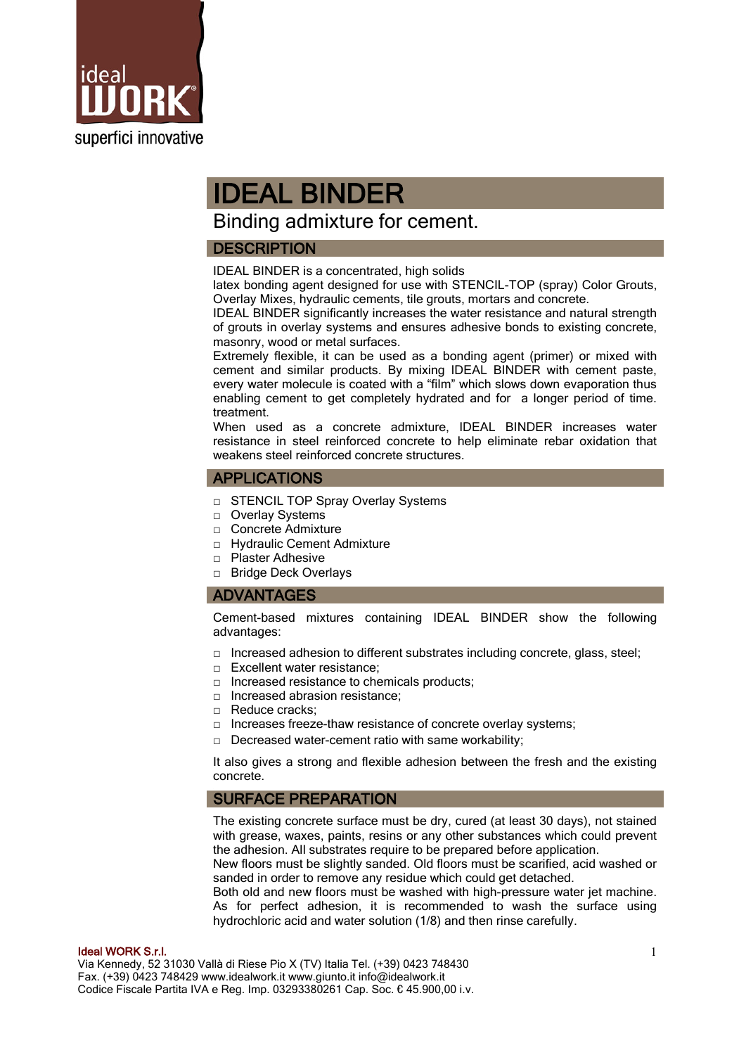# IDEAL BINDER

Binding admixture for cement.

## DESCRIPTION

IDEAL BINDER is a concentrated, high solids latex bonding agent designed for use with STENCIL-TOP (spray) Color Grouts, Overlay Mixes, hydraulic cements, tile grouts, mortars and concrete.
IDEAL BINDER significantly increases the water resistance and natural strength of grouts in overlay systems and ensures adhesive bonds to existing concrete, masonry, wood or metal surfaces.
Extremely flexible, it can be used as a bonding agent (primer) or mixed with cement and similar products. By mixing IDEAL BINDER with cement paste, every water molecule is coated with a "film" which slows down evaporation thus enabling cement to get completely hydrated and for a longer period of time. treatment.
When used as a concrete admixture, IDEAL BINDER increases water resistance in steel reinforced concrete to help eliminate rebar oxidation that weakens steel reinforced concrete structures.

## APPLICATIONS

- STENCIL TOP Spray Overlay Systems
- Overlay Systems
- Concrete Admixture
- Hydraulic Cement Admixture
- Plaster Adhesive
- Bridge Deck Overlays

## ADVANTAGES

Cement-based mixtures containing IDEAL BINDER show the following advantages:

- Increased adhesion to different substrates including concrete, glass, steel;
- Excellent water resistance;
- Increased resistance to chemicals products;
- Increased abrasion resistance;
- Reduce cracks;
- Increases freeze-thaw resistance of concrete overlay systems;
- Decreased water-cement ratio with same workability;

It also gives a strong and flexible adhesion between the fresh and the existing concrete.

## SURFACE PREPARATION

The existing concrete surface must be dry, cured (at least 30 days), not stained with grease, waxes, paints, resins or any other substances which could prevent the adhesion. All substrates require to be prepared before application.
New floors must be slightly sanded. Old floors must be scarified, acid washed or sanded in order to remove any residue which could get detached.
Both old and new floors must be washed with high-pressure water jet machine.
As for perfect adhesion, it is recommended to wash the surface using hydrochloric acid and water solution (1/8) and then rinse carefully.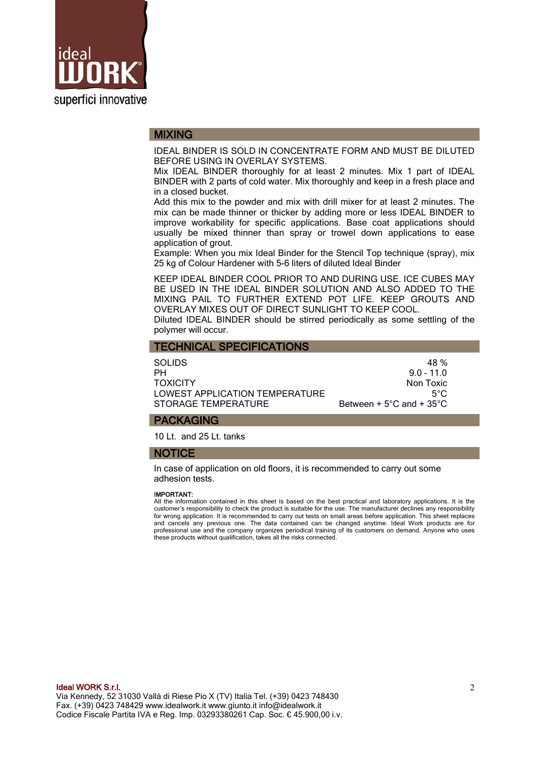## MIXING

IDEAL BINDER IS SOLD IN CONCENTRATE FORM AND MUST BE DILUTED BEFORE USING IN OVERLAY SYSTEMS.
Mix IDEAL BINDER thoroughly for at least 2 minutes. Mix 1 part of IDEAL BINDER with 2 parts of cold water. Mix thoroughly and keep in a fresh place and in a closed bucket.
Add this mix to the powder and mix with drill mixer for at least 2 minutes. The mix can be made thinner or thicker by adding more or less IDEAL BINDER to improve workability for specific applications. Base coat applications should usually be mixed thinner than spray or trowel down applications to ease application of grout.
Example: When you mix Ideal Binder for the Stencil Top technique (spray), mix 25 kg of Colour Hardener with 5-6 liters of diluted Ideal Binder

KEEP IDEAL BINDER COOL PRIOR TO AND DURING USE. ICE CUBES MAY BE USED IN THE IDEAL BINDER SOLUTION AND ALSO ADDED TO THE MIXING PAIL TO FURTHER EXTEND POT LIFE. KEEP GROUTS AND OVERLAY MIXES OUT OF DIRECT SUNLIGHT TO KEEP COOL.
Diluted IDEAL BINDER should be stirred periodically as some settling of the polymer will occur.

## TECHNICAL SPECIFICATIONS

| | |
|---|---|
| SOLIDS | 48 % |
| PH | 9.0 – 11.0 |
| TOXICITY | Non Toxic |
| LOWEST APPLICATION TEMPERATURE | 5°C |
| STORAGE TEMPERATURE | Between + 5°C and + 35°C |

## PACKAGING

10 Lt. and 25 Lt. tanks

## NOTICE

In case of application on old floors, it is recommended to carry out some adhesion tests.

**IMPORTANT:**
All the information contained in this sheet is based on the best practical and laboratory applications. It is the customer's responsibility to check the product is suitable for the use. The manufacturer declines any responsibility for wrong application. It is recommended to carry out tests on small areas before application. This sheet replaces and cancels any previous one. The data contained can be changed anytime. Ideal Work products are for professional use and the company organizes periodical training of its customers on demand. Anyone who uses these products without qualification, takes all the risks connected.

**Ideal WORK S.r.l.**
Via Kennedy, 52 31030 Vallà di Riese Pio X (TV) Italia Tel. (+39) 0423 748430
Fax. (+39) 0423 748429 www.idealwork.it www.giunto.it info@idealwork.it
Codice Fiscale Partita IVA e Reg. Imp. 03293380261 Cap. Soc. € 45.900,00 i.v.